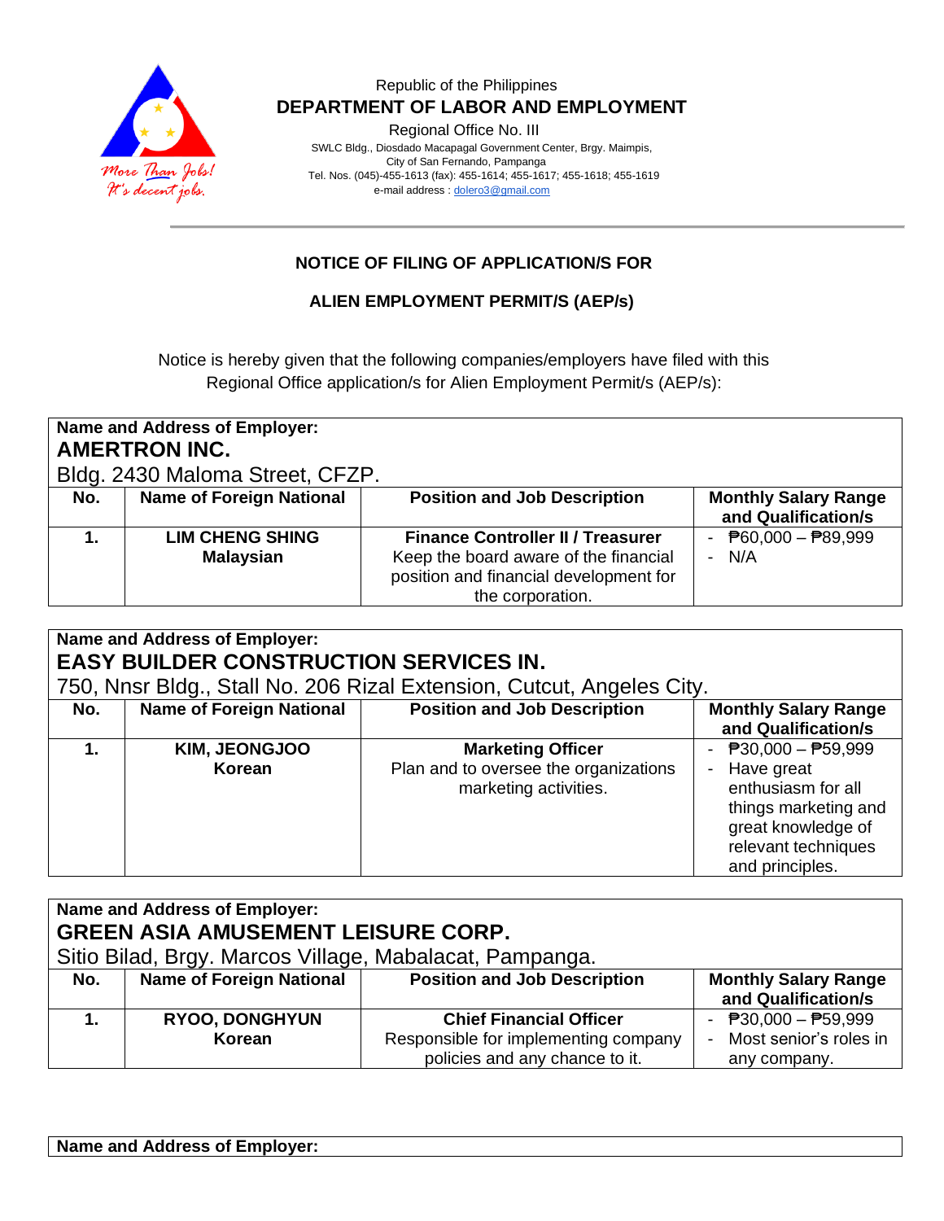Republic of the Philippines

**DEPARTMENT OF LABOR AND EMPLOYMENT**

Regional Office No. III

SWLC Bldg., Diosdado Macapagal Government Center, Brgy. Maimpis,
City of San Fernando, Pampanga
Tel. Nos. (045)-455-1613 (fax): 455-1614; 455-1617; 455-1618; 455-1619
e-mail address : dolero3@gmail.com

More Than Jobs!
It's decent jobs.

**NOTICE OF FILING OF APPLICATION/S FOR**

**ALIEN EMPLOYMENT PERMIT/S (AEP/s)**

Notice is hereby given that the following companies/employers have filed with this Regional Office application/s for Alien Employment Permit/s (AEP/s):

**Name and Address of Employer:**
**AMERTRON INC.**
Bldg. 2430 Maloma Street, CFZP.

| No. | Name of Foreign National | Position and Job Description | Monthly Salary Range and Qualification/s |
|---|---|---|---|
| **1.** | **LIM CHENG SHING**<br>**Malaysian** | **Finance Controller II / Treasurer**<br>Keep the board aware of the financial position and financial development for the corporation. | - ₱60,000 – ₱89,999<br>- N/A |

**Name and Address of Employer:**
**EASY BUILDER CONSTRUCTION SERVICES IN.**
750, Nnsr Bldg., Stall No. 206 Rizal Extension, Cutcut, Angeles City.

| No. | Name of Foreign National | Position and Job Description | Monthly Salary Range and Qualification/s |
|---|---|---|---|
| **1.** | **KIM, JEONGJOO**<br>**Korean** | **Marketing Officer**<br>Plan and to oversee the organizations marketing activities. | - ₱30,000 – ₱59,999<br>- Have great enthusiasm for all things marketing and great knowledge of relevant techniques and principles. |

**Name and Address of Employer:**
**GREEN ASIA AMUSEMENT LEISURE CORP.**
Sitio Bilad, Brgy. Marcos Village, Mabalacat, Pampanga.

| No. | Name of Foreign National | Position and Job Description | Monthly Salary Range and Qualification/s |
|---|---|---|---|
| **1.** | **RYOO, DONGHYUN**<br>**Korean** | **Chief Financial Officer**<br>Responsible for implementing company policies and any chance to it. | - ₱30,000 – ₱59,999<br>- Most senior's roles in any company. |

**Name and Address of Employer:**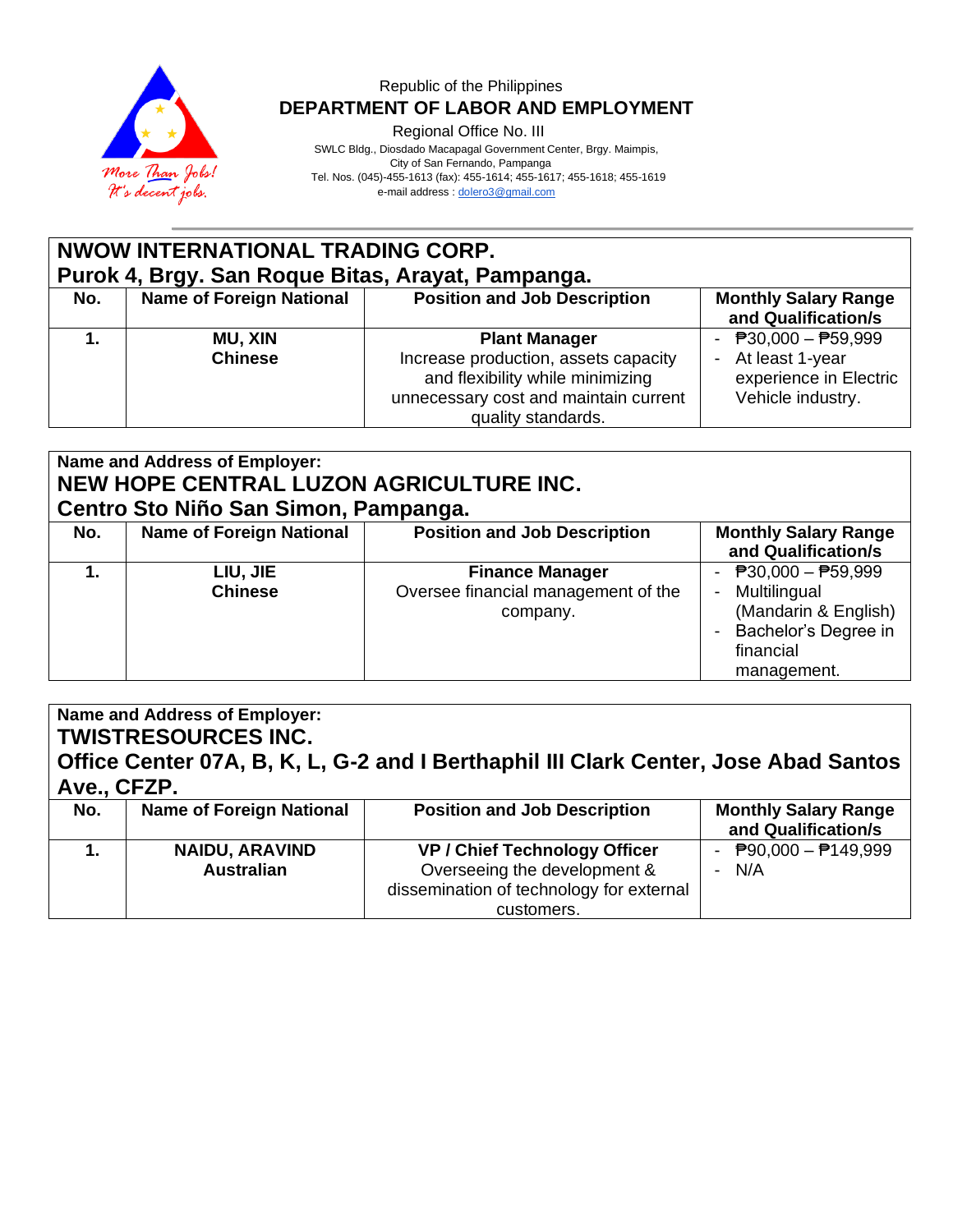Republic of the Philippines
**DEPARTMENT OF LABOR AND EMPLOYMENT**
Regional Office No. III
SWLC Bldg., Diosdado Macapagal Government Center, Brgy. Maimpis,
City of San Fernando, Pampanga
Tel. Nos. (045)-455-1613 (fax): 455-1614; 455-1617; 455-1618; 455-1619
e-mail address : dolero3@gmail.com

**NWOW INTERNATIONAL TRADING CORP.**
**Purok 4, Brgy. San Roque Bitas, Arayat, Pampanga.**

| No. | Name of Foreign National | Position and Job Description | Monthly Salary Range and Qualification/s |
|---|---|---|---|
| **1.** | **MU, XIN**<br>**Chinese** | **Plant Manager**<br>Increase production, assets capacity and flexibility while minimizing unnecessary cost and maintain current quality standards. | - ₱30,000 – ₱59,999<br>- At least 1-year experience in Electric Vehicle industry. |

**Name and Address of Employer:**
**NEW HOPE CENTRAL LUZON AGRICULTURE INC.**
**Centro Sto Niño San Simon, Pampanga.**

| No. | Name of Foreign National | Position and Job Description | Monthly Salary Range and Qualification/s |
|---|---|---|---|
| **1.** | **LIU, JIE**<br>**Chinese** | **Finance Manager**<br>Oversee financial management of the company. | - ₱30,000 – ₱59,999<br>- Multilingual (Mandarin & English)<br>- Bachelor's Degree in financial management. |

**Name and Address of Employer:**
**TWISTRESOURCES INC.**
**Office Center 07A, B, K, L, G-2 and I Berthaphil III Clark Center, Jose Abad Santos Ave., CFZP.**

| No. | Name of Foreign National | Position and Job Description | Monthly Salary Range and Qualification/s |
|---|---|---|---|
| **1.** | **NAIDU, ARAVIND**<br>**Australian** | **VP / Chief Technology Officer**<br>Overseeing the development & dissemination of technology for external customers. | - ₱90,000 – ₱149,999<br>- N/A |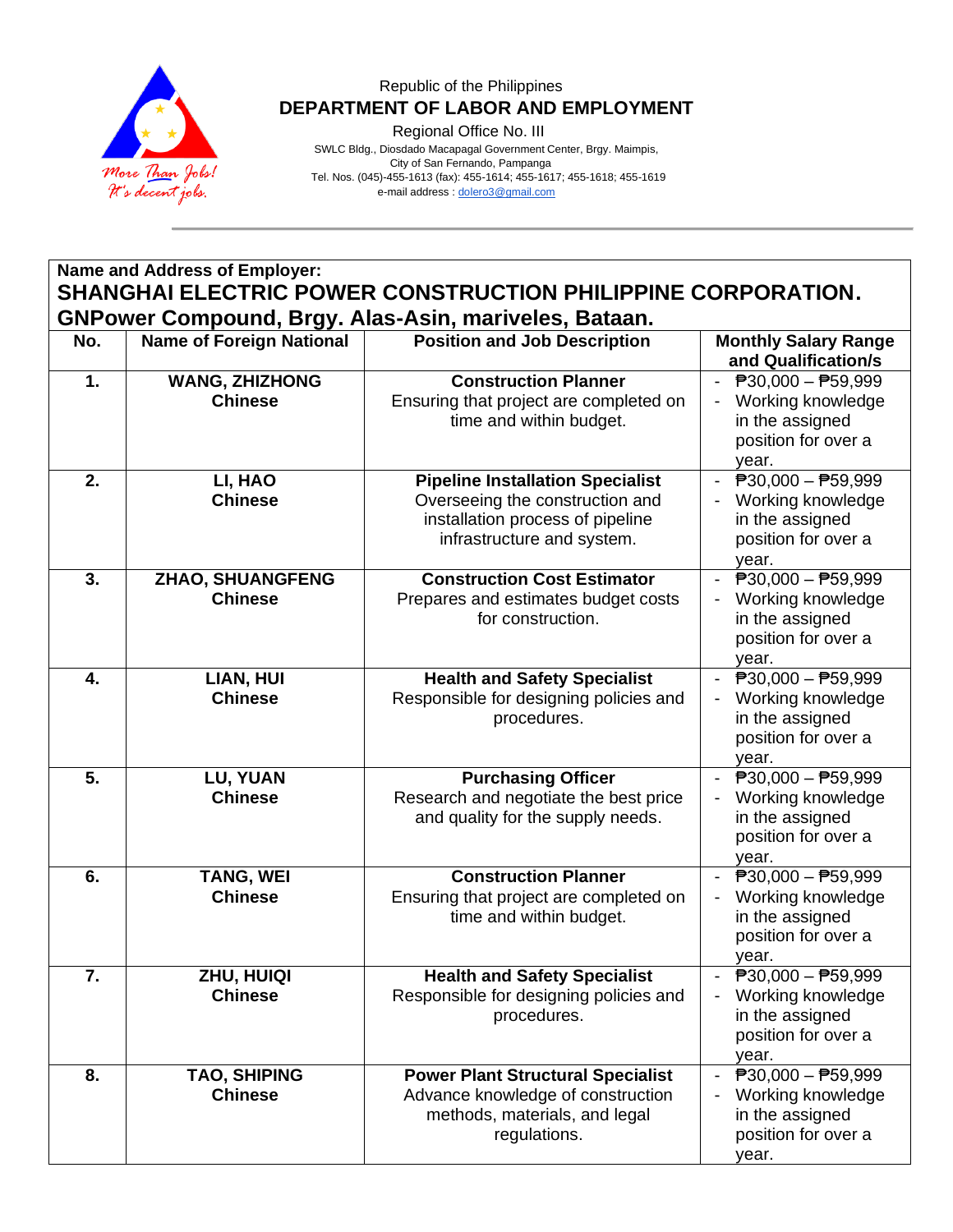Republic of the Philippines
**DEPARTMENT OF LABOR AND EMPLOYMENT**
Regional Office No. III
SWLC Bldg., Diosdado Macapagal Government Center, Brgy. Maimpis,
City of San Fernando, Pampanga
Tel. Nos. (045)-455-1613 (fax): 455-1614; 455-1617; 455-1618; 455-1619
e-mail address : dolero3@gmail.com

**Name and Address of Employer:**
**SHANGHAI ELECTRIC POWER CONSTRUCTION PHILIPPINE CORPORATION.**
**GNPower Compound, Brgy. Alas-Asin, mariveles, Bataan.**

| No. | Name of Foreign National | Position and Job Description | Monthly Salary Range and Qualification/s |
|---|---|---|---|
| **1.** | **WANG, ZHIZHONG** **Chinese** | **Construction Planner** Ensuring that project are completed on time and within budget. | - ₱30,000 – ₱59,999 - Working knowledge in the assigned position for over a year. |
| **2.** | **LI, HAO** **Chinese** | **Pipeline Installation Specialist** Overseeing the construction and installation process of pipeline infrastructure and system. | - ₱30,000 – ₱59,999 - Working knowledge in the assigned position for over a year. |
| **3.** | **ZHAO, SHUANGFENG** **Chinese** | **Construction Cost Estimator** Prepares and estimates budget costs for construction. | - ₱30,000 – ₱59,999 - Working knowledge in the assigned position for over a year. |
| **4.** | **LIAN, HUI** **Chinese** | **Health and Safety Specialist** Responsible for designing policies and procedures. | - ₱30,000 – ₱59,999 - Working knowledge in the assigned position for over a year. |
| **5.** | **LU, YUAN** **Chinese** | **Purchasing Officer** Research and negotiate the best price and quality for the supply needs. | - ₱30,000 – ₱59,999 - Working knowledge in the assigned position for over a year. |
| **6.** | **TANG, WEI** **Chinese** | **Construction Planner** Ensuring that project are completed on time and within budget. | - ₱30,000 – ₱59,999 - Working knowledge in the assigned position for over a year. |
| **7.** | **ZHU, HUIQI** **Chinese** | **Health and Safety Specialist** Responsible for designing policies and procedures. | - ₱30,000 – ₱59,999 - Working knowledge in the assigned position for over a year. |
| **8.** | **TAO, SHIPING** **Chinese** | **Power Plant Structural Specialist** Advance knowledge of construction methods, materials, and legal regulations. | - ₱30,000 – ₱59,999 - Working knowledge in the assigned position for over a year. |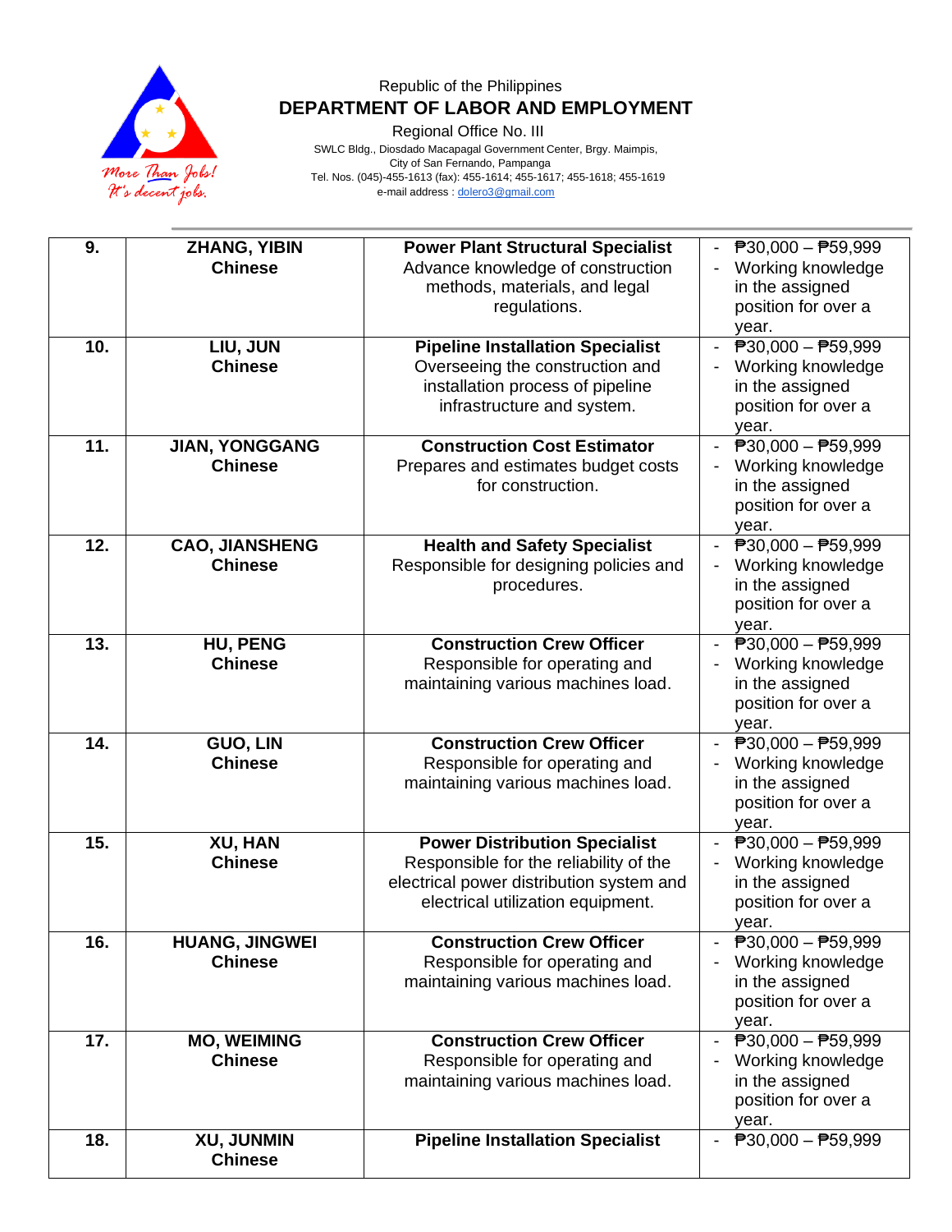Republic of the Philippines

**DEPARTMENT OF LABOR AND EMPLOYMENT**

Regional Office No. III

SWLC Bldg., Diosdado Macapagal Government Center, Brgy. Maimpis, City of San Fernando, Pampanga

Tel. Nos. (045)-455-1613 (fax): 455-1614; 455-1617; 455-1618; 455-1619

e-mail address : dolero3@gmail.com

| | | | |
|---|---|---|---|
| **9.** | **ZHANG, YIBIN**<br>**Chinese** | **Power Plant Structural Specialist**<br>Advance knowledge of construction methods, materials, and legal regulations. | - ₱30,000 – ₱59,999<br>- Working knowledge in the assigned position for over a year. |
| **10.** | **LIU, JUN**<br>**Chinese** | **Pipeline Installation Specialist**<br>Overseeing the construction and installation process of pipeline infrastructure and system. | - ₱30,000 – ₱59,999<br>- Working knowledge in the assigned position for over a year. |
| **11.** | **JIAN, YONGGANG**<br>**Chinese** | **Construction Cost Estimator**<br>Prepares and estimates budget costs for construction. | - ₱30,000 – ₱59,999<br>- Working knowledge in the assigned position for over a year. |
| **12.** | **CAO, JIANSHENG**<br>**Chinese** | **Health and Safety Specialist**<br>Responsible for designing policies and procedures. | - ₱30,000 – ₱59,999<br>- Working knowledge in the assigned position for over a year. |
| **13.** | **HU, PENG**<br>**Chinese** | **Construction Crew Officer**<br>Responsible for operating and maintaining various machines load. | - ₱30,000 – ₱59,999<br>- Working knowledge in the assigned position for over a year. |
| **14.** | **GUO, LIN**<br>**Chinese** | **Construction Crew Officer**<br>Responsible for operating and maintaining various machines load. | - ₱30,000 – ₱59,999<br>- Working knowledge in the assigned position for over a year. |
| **15.** | **XU, HAN**<br>**Chinese** | **Power Distribution Specialist**<br>Responsible for the reliability of the electrical power distribution system and electrical utilization equipment. | - ₱30,000 – ₱59,999<br>- Working knowledge in the assigned position for over a year. |
| **16.** | **HUANG, JINGWEI**<br>**Chinese** | **Construction Crew Officer**<br>Responsible for operating and maintaining various machines load. | - ₱30,000 – ₱59,999<br>- Working knowledge in the assigned position for over a year. |
| **17.** | **MO, WEIMING**<br>**Chinese** | **Construction Crew Officer**<br>Responsible for operating and maintaining various machines load. | - ₱30,000 – ₱59,999<br>- Working knowledge in the assigned position for over a year. |
| **18.** | **XU, JUNMIN**<br>**Chinese** | **Pipeline Installation Specialist** | - ₱30,000 – ₱59,999 |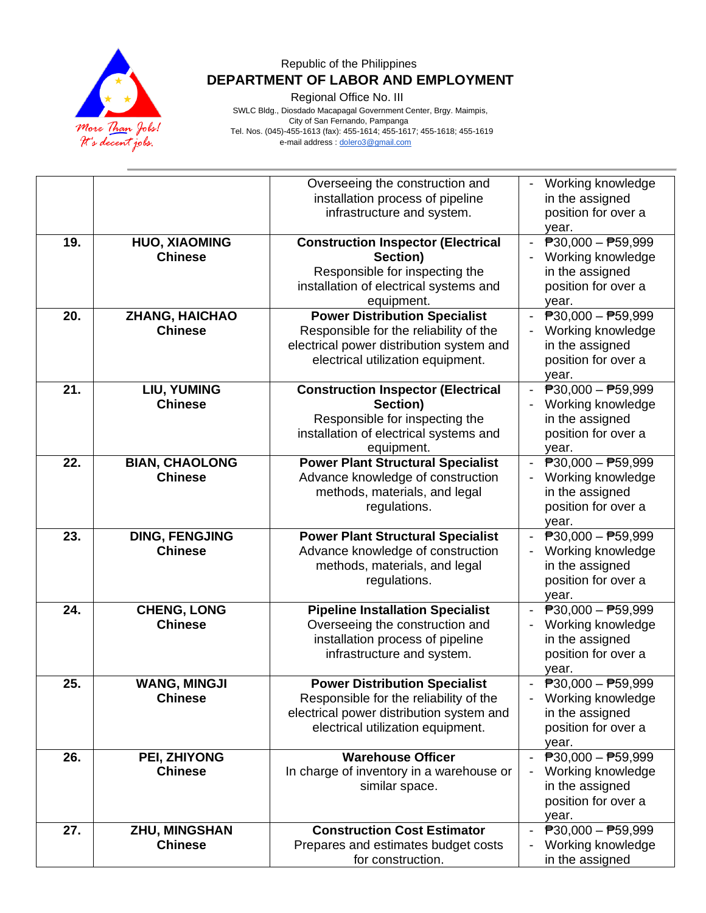Republic of the Philippines

**DEPARTMENT OF LABOR AND EMPLOYMENT**

Regional Office No. III

SWLC Bldg., Diosdado Macapagal Government Center, Brgy. Maimpis,
City of San Fernando, Pampanga
Tel. Nos. (045)-455-1613 (fax): 455-1614; 455-1617; 455-1618; 455-1619
e-mail address : dolero3@gmail.com

| | | | |
|---|---|---|---|
| | | Overseeing the construction and installation process of pipeline infrastructure and system. | - Working knowledge in the assigned position for over a year. |
| **19.** | **HUO, XIAOMING** **Chinese** | **Construction Inspector (Electrical Section)** Responsible for inspecting the installation of electrical systems and equipment. | - ₱30,000 – ₱59,999 - Working knowledge in the assigned position for over a year. |
| **20.** | **ZHANG, HAICHAO** **Chinese** | **Power Distribution Specialist** Responsible for the reliability of the electrical power distribution system and electrical utilization equipment. | - ₱30,000 – ₱59,999 - Working knowledge in the assigned position for over a year. |
| **21.** | **LIU, YUMING** **Chinese** | **Construction Inspector (Electrical Section)** Responsible for inspecting the installation of electrical systems and equipment. | - ₱30,000 – ₱59,999 - Working knowledge in the assigned position for over a year. |
| **22.** | **BIAN, CHAOLONG** **Chinese** | **Power Plant Structural Specialist** Advance knowledge of construction methods, materials, and legal regulations. | - ₱30,000 – ₱59,999 - Working knowledge in the assigned position for over a year. |
| **23.** | **DING, FENGJING** **Chinese** | **Power Plant Structural Specialist** Advance knowledge of construction methods, materials, and legal regulations. | - ₱30,000 – ₱59,999 - Working knowledge in the assigned position for over a year. |
| **24.** | **CHENG, LONG** **Chinese** | **Pipeline Installation Specialist** Overseeing the construction and installation process of pipeline infrastructure and system. | - ₱30,000 – ₱59,999 - Working knowledge in the assigned position for over a year. |
| **25.** | **WANG, MINGJI** **Chinese** | **Power Distribution Specialist** Responsible for the reliability of the electrical power distribution system and electrical utilization equipment. | - ₱30,000 – ₱59,999 - Working knowledge in the assigned position for over a year. |
| **26.** | **PEI, ZHIYONG** **Chinese** | **Warehouse Officer** In charge of inventory in a warehouse or similar space. | - ₱30,000 – ₱59,999 - Working knowledge in the assigned position for over a year. |
| **27.** | **ZHU, MINGSHAN** **Chinese** | **Construction Cost Estimator** Prepares and estimates budget costs for construction. | - ₱30,000 – ₱59,999 - Working knowledge in the assigned |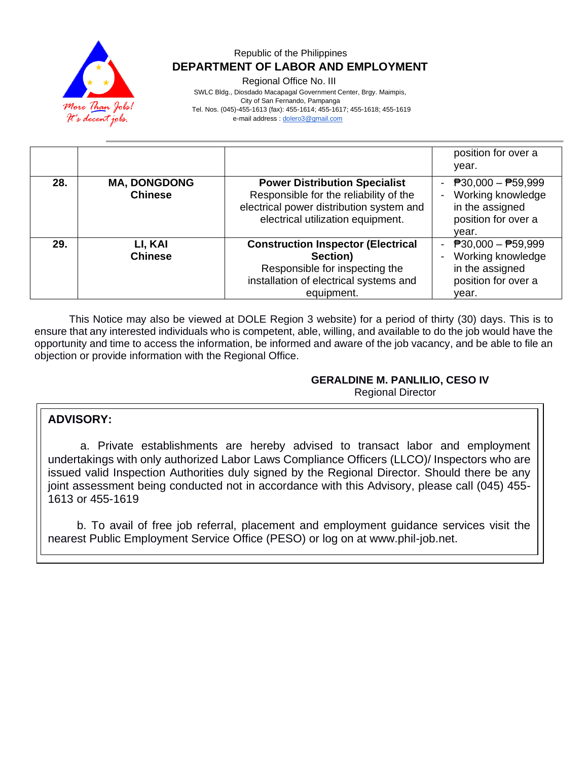| | | | |
|---|---|---|---|
| | | | position for over a year. |
| **28.** | **MA, DONGDONG**<br>**Chinese** | **Power Distribution Specialist**<br>Responsible for the reliability of the electrical power distribution system and electrical utilization equipment. | - ₱30,000 – ₱59,999<br>- Working knowledge in the assigned position for over a year. |
| **29.** | **LI, KAI**<br>**Chinese** | **Construction Inspector (Electrical Section)**<br>Responsible for inspecting the installation of electrical systems and equipment. | - ₱30,000 – ₱59,999<br>- Working knowledge in the assigned position for over a year. |

This Notice may also be viewed at DOLE Region 3 website) for a period of thirty (30) days. This is to ensure that any interested individuals who is competent, able, willing, and available to do the job would have the opportunity and time to access the information, be informed and aware of the job vacancy, and be able to file an objection or provide information with the Regional Office.

**GERALDINE M. PANLILIO, CESO IV**
Regional Director

**ADVISORY:**

a. Private establishments are hereby advised to transact labor and employment undertakings with only authorized Labor Laws Compliance Officers (LLCO)/ Inspectors who are issued valid Inspection Authorities duly signed by the Regional Director. Should there be any joint assessment being conducted not in accordance with this Advisory, please call (045) 455-1613 or 455-1619

b. To avail of free job referral, placement and employment guidance services visit the nearest Public Employment Service Office (PESO) or log on at www.phil-job.net.